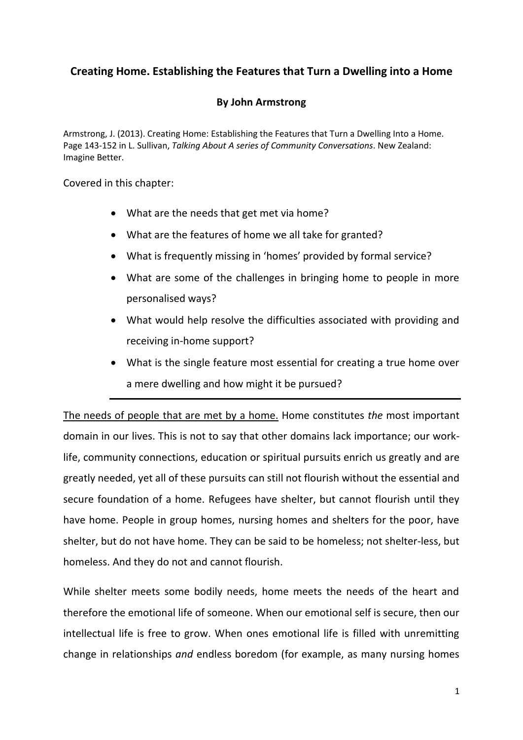# Creating Home. Establishing the Features that Turn a Dwelling into a Home

**By John Armstrong**

Armstrong, J. (2013). Creating Home: Establishing the Features that Turn a Dwelling Into a Home. Page 143-152 in L. Sullivan, *Talking About A series of Community Conversations*. New Zealand: Imagine Better.

Covered in this chapter:

- What are the needs that get met via home?
- What are the features of home we all take for granted?
- What is frequently missing in 'homes' provided by formal service?
- What are some of the challenges in bringing home to people in more personalised ways?
- What would help resolve the difficulties associated with providing and receiving in-home support?
- What is the single feature most essential for creating a true home over a mere dwelling and how might it be pursued?

---

<u>The needs of people that are met by a home.</u> Home constitutes *the* most important domain in our lives. This is not to say that other domains lack importance; our work-life, community connections, education or spiritual pursuits enrich us greatly and are greatly needed, yet all of these pursuits can still not flourish without the essential and secure foundation of a home. Refugees have shelter, but cannot flourish until they have home. People in group homes, nursing homes and shelters for the poor, have shelter, but do not have home. They can be said to be homeless; not shelter-less, but homeless. And they do not and cannot flourish.

While shelter meets some bodily needs, home meets the needs of the heart and therefore the emotional life of someone. When our emotional self is secure, then our intellectual life is free to grow. When ones emotional life is filled with unremitting change in relationships *and* endless boredom (for example, as many nursing homes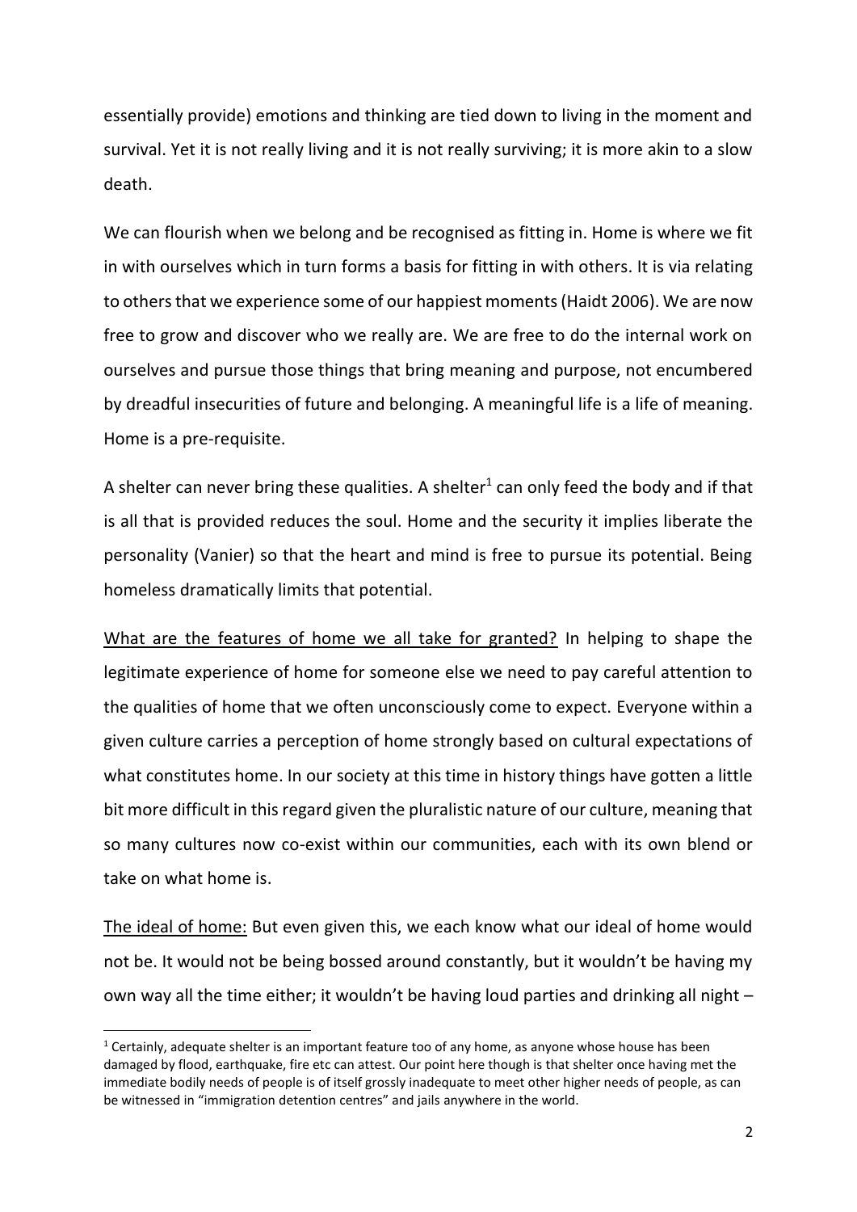essentially provide) emotions and thinking are tied down to living in the moment and survival. Yet it is not really living and it is not really surviving; it is more akin to a slow death.

We can flourish when we belong and be recognised as fitting in. Home is where we fit in with ourselves which in turn forms a basis for fitting in with others. It is via relating to others that we experience some of our happiest moments (Haidt 2006). We are now free to grow and discover who we really are. We are free to do the internal work on ourselves and pursue those things that bring meaning and purpose, not encumbered by dreadful insecurities of future and belonging. A meaningful life is a life of meaning. Home is a pre-requisite.

A shelter can never bring these qualities. A shelter[1] can only feed the body and if that is all that is provided reduces the soul. Home and the security it implies liberate the personality (Vanier) so that the heart and mind is free to pursue its potential. Being homeless dramatically limits that potential.

<u>What are the features of home we all take for granted?</u> In helping to shape the legitimate experience of home for someone else we need to pay careful attention to the qualities of home that we often unconsciously come to expect. Everyone within a given culture carries a perception of home strongly based on cultural expectations of what constitutes home. In our society at this time in history things have gotten a little bit more difficult in this regard given the pluralistic nature of our culture, meaning that so many cultures now co-exist within our communities, each with its own blend or take on what home is.

<u>The ideal of home:</u> But even given this, we each know what our ideal of home would not be. It would not be being bossed around constantly, but it wouldn't be having my own way all the time either; it wouldn't be having loud parties and drinking all night –

[1] Certainly, adequate shelter is an important feature too of any home, as anyone whose house has been damaged by flood, earthquake, fire etc can attest. Our point here though is that shelter once having met the immediate bodily needs of people is of itself grossly inadequate to meet other higher needs of people, as can be witnessed in "immigration detention centres" and jails anywhere in the world.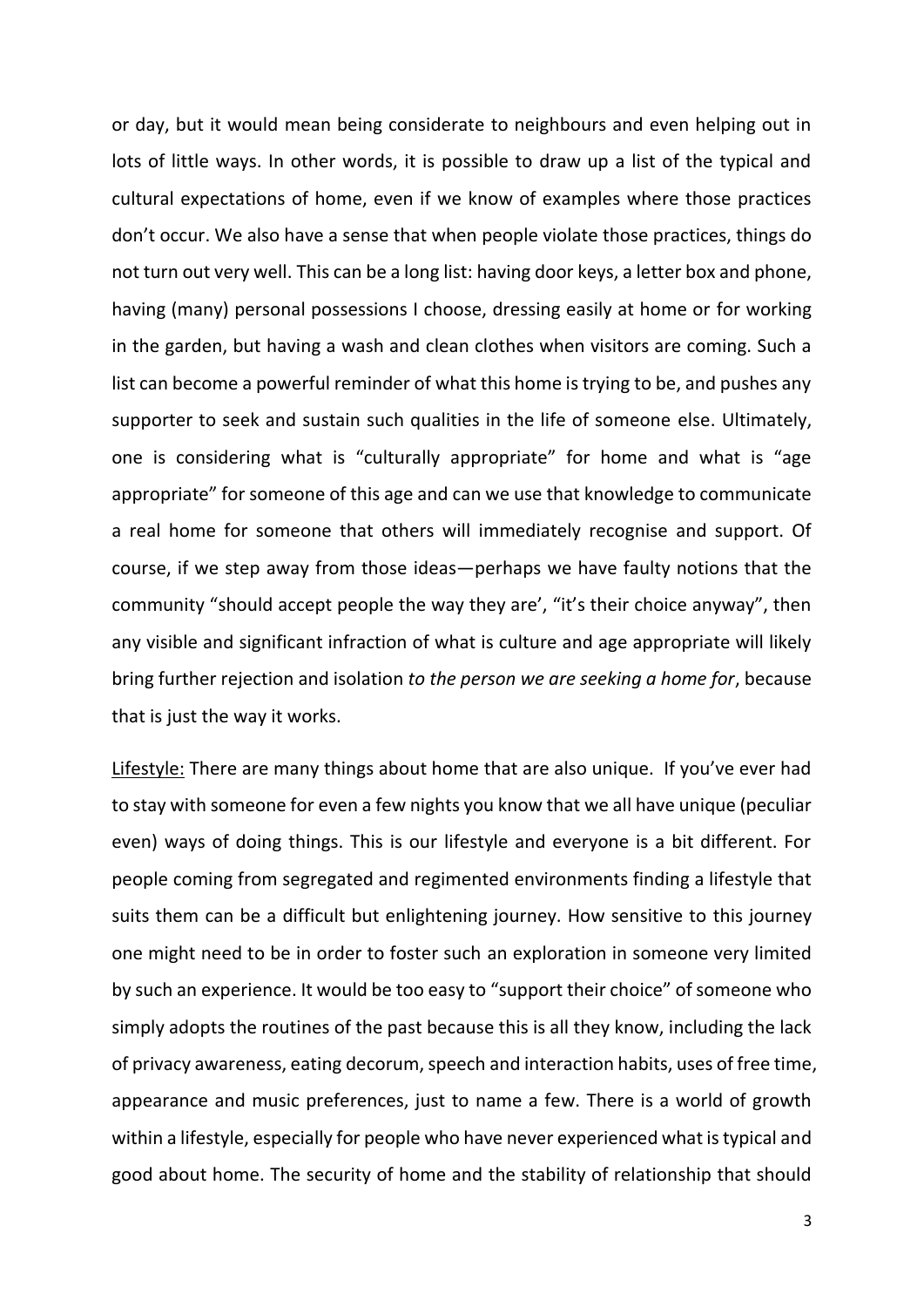or day, but it would mean being considerate to neighbours and even helping out in lots of little ways. In other words, it is possible to draw up a list of the typical and cultural expectations of home, even if we know of examples where those practices don't occur. We also have a sense that when people violate those practices, things do not turn out very well. This can be a long list: having door keys, a letter box and phone, having (many) personal possessions I choose, dressing easily at home or for working in the garden, but having a wash and clean clothes when visitors are coming. Such a list can become a powerful reminder of what this home is trying to be, and pushes any supporter to seek and sustain such qualities in the life of someone else. Ultimately, one is considering what is "culturally appropriate" for home and what is "age appropriate" for someone of this age and can we use that knowledge to communicate a real home for someone that others will immediately recognise and support. Of course, if we step away from those ideas—perhaps we have faulty notions that the community "should accept people the way they are', "it's their choice anyway", then any visible and significant infraction of what is culture and age appropriate will likely bring further rejection and isolation *to the person we are seeking a home for*, because that is just the way it works.

<u>Lifestyle:</u> There are many things about home that are also unique. If you've ever had to stay with someone for even a few nights you know that we all have unique (peculiar even) ways of doing things. This is our lifestyle and everyone is a bit different. For people coming from segregated and regimented environments finding a lifestyle that suits them can be a difficult but enlightening journey. How sensitive to this journey one might need to be in order to foster such an exploration in someone very limited by such an experience. It would be too easy to "support their choice" of someone who simply adopts the routines of the past because this is all they know, including the lack of privacy awareness, eating decorum, speech and interaction habits, uses of free time, appearance and music preferences, just to name a few. There is a world of growth within a lifestyle, especially for people who have never experienced what is typical and good about home. The security of home and the stability of relationship that should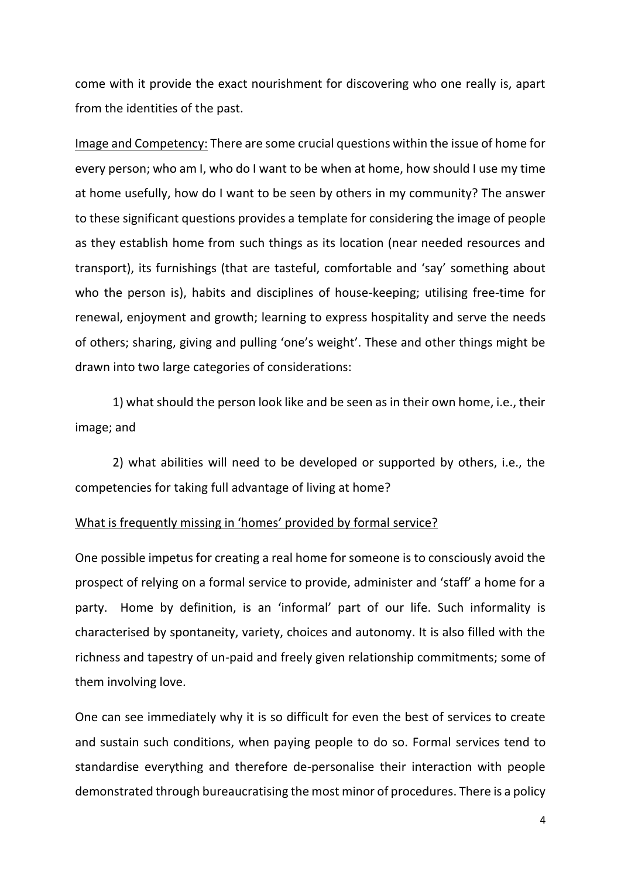come with it provide the exact nourishment for discovering who one really is, apart from the identities of the past.

Image and Competency: There are some crucial questions within the issue of home for every person; who am I, who do I want to be when at home, how should I use my time at home usefully, how do I want to be seen by others in my community? The answer to these significant questions provides a template for considering the image of people as they establish home from such things as its location (near needed resources and transport), its furnishings (that are tasteful, comfortable and 'say' something about who the person is), habits and disciplines of house-keeping; utilising free-time for renewal, enjoyment and growth; learning to express hospitality and serve the needs of others; sharing, giving and pulling 'one's weight'. These and other things might be drawn into two large categories of considerations:

1) what should the person look like and be seen as in their own home, i.e., their image; and

2) what abilities will need to be developed or supported by others, i.e., the competencies for taking full advantage of living at home?

What is frequently missing in 'homes' provided by formal service?

One possible impetus for creating a real home for someone is to consciously avoid the prospect of relying on a formal service to provide, administer and 'staff' a home for a party. Home by definition, is an 'informal' part of our life. Such informality is characterised by spontaneity, variety, choices and autonomy. It is also filled with the richness and tapestry of un-paid and freely given relationship commitments; some of them involving love.

One can see immediately why it is so difficult for even the best of services to create and sustain such conditions, when paying people to do so. Formal services tend to standardise everything and therefore de-personalise their interaction with people demonstrated through bureaucratising the most minor of procedures. There is a policy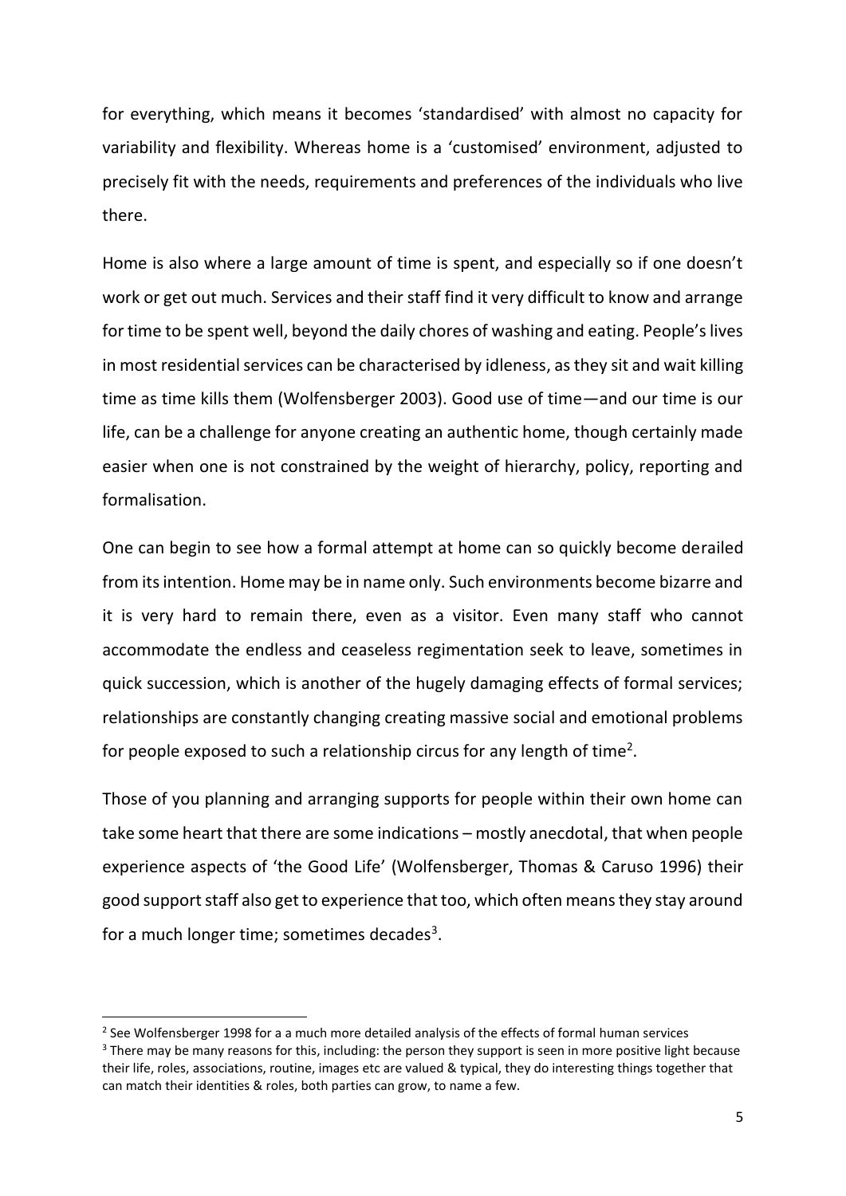for everything, which means it becomes 'standardised' with almost no capacity for variability and flexibility. Whereas home is a 'customised' environment, adjusted to precisely fit with the needs, requirements and preferences of the individuals who live there.

Home is also where a large amount of time is spent, and especially so if one doesn't work or get out much. Services and their staff find it very difficult to know and arrange for time to be spent well, beyond the daily chores of washing and eating. People's lives in most residential services can be characterised by idleness, as they sit and wait killing time as time kills them (Wolfensberger 2003). Good use of time—and our time is our life, can be a challenge for anyone creating an authentic home, though certainly made easier when one is not constrained by the weight of hierarchy, policy, reporting and formalisation.

One can begin to see how a formal attempt at home can so quickly become derailed from its intention. Home may be in name only. Such environments become bizarre and it is very hard to remain there, even as a visitor. Even many staff who cannot accommodate the endless and ceaseless regimentation seek to leave, sometimes in quick succession, which is another of the hugely damaging effects of formal services; relationships are constantly changing creating massive social and emotional problems for people exposed to such a relationship circus for any length of time[2].

Those of you planning and arranging supports for people within their own home can take some heart that there are some indications – mostly anecdotal, that when people experience aspects of 'the Good Life' (Wolfensberger, Thomas & Caruso 1996) their good support staff also get to experience that too, which often means they stay around for a much longer time; sometimes decades[3].

---

[2] See Wolfensberger 1998 for a a much more detailed analysis of the effects of formal human services

[3] There may be many reasons for this, including: the person they support is seen in more positive light because their life, roles, associations, routine, images etc are valued & typical, they do interesting things together that can match their identities & roles, both parties can grow, to name a few.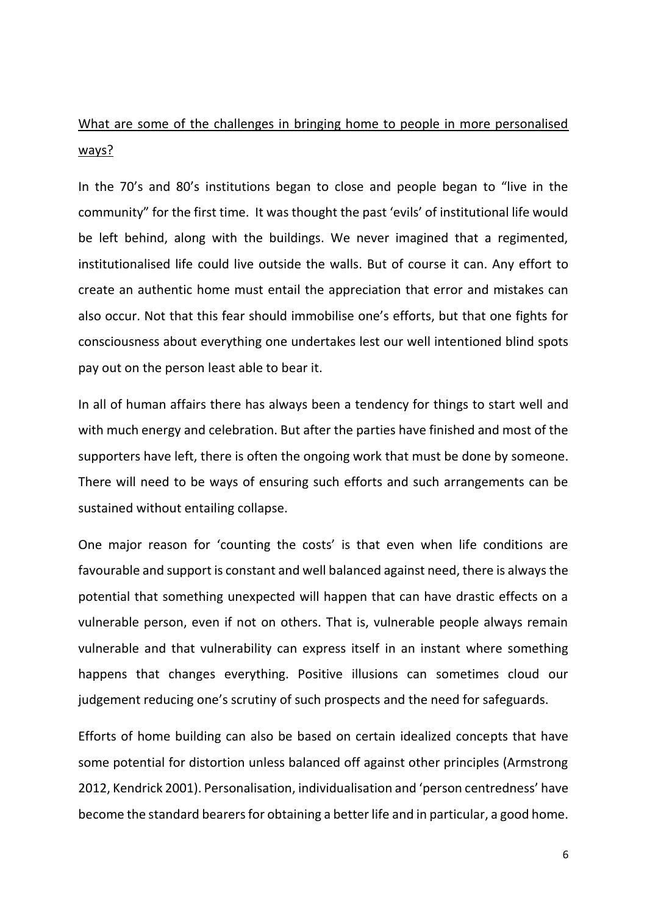What are some of the challenges in bringing home to people in more personalised ways?

In the 70's and 80's institutions began to close and people began to "live in the community" for the first time. It was thought the past 'evils' of institutional life would be left behind, along with the buildings. We never imagined that a regimented, institutionalised life could live outside the walls. But of course it can. Any effort to create an authentic home must entail the appreciation that error and mistakes can also occur. Not that this fear should immobilise one's efforts, but that one fights for consciousness about everything one undertakes lest our well intentioned blind spots pay out on the person least able to bear it.

In all of human affairs there has always been a tendency for things to start well and with much energy and celebration. But after the parties have finished and most of the supporters have left, there is often the ongoing work that must be done by someone. There will need to be ways of ensuring such efforts and such arrangements can be sustained without entailing collapse.

One major reason for 'counting the costs' is that even when life conditions are favourable and support is constant and well balanced against need, there is always the potential that something unexpected will happen that can have drastic effects on a vulnerable person, even if not on others. That is, vulnerable people always remain vulnerable and that vulnerability can express itself in an instant where something happens that changes everything. Positive illusions can sometimes cloud our judgement reducing one's scrutiny of such prospects and the need for safeguards.

Efforts of home building can also be based on certain idealized concepts that have some potential for distortion unless balanced off against other principles (Armstrong 2012, Kendrick 2001). Personalisation, individualisation and 'person centredness' have become the standard bearers for obtaining a better life and in particular, a good home.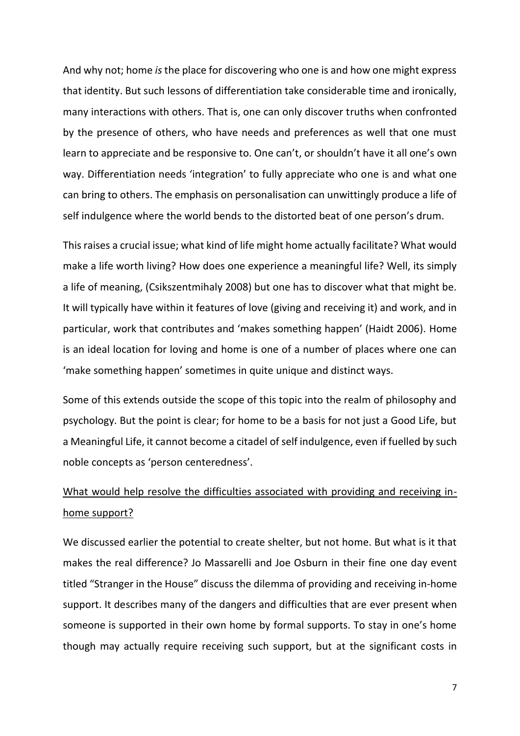And why not; home *is* the place for discovering who one is and how one might express that identity. But such lessons of differentiation take considerable time and ironically, many interactions with others. That is, one can only discover truths when confronted by the presence of others, who have needs and preferences as well that one must learn to appreciate and be responsive to. One can't, or shouldn't have it all one's own way. Differentiation needs 'integration' to fully appreciate who one is and what one can bring to others. The emphasis on personalisation can unwittingly produce a life of self indulgence where the world bends to the distorted beat of one person's drum.

This raises a crucial issue; what kind of life might home actually facilitate? What would make a life worth living? How does one experience a meaningful life? Well, its simply a life of meaning, (Csikszentmihaly 2008) but one has to discover what that might be. It will typically have within it features of love (giving and receiving it) and work, and in particular, work that contributes and 'makes something happen' (Haidt 2006). Home is an ideal location for loving and home is one of a number of places where one can 'make something happen' sometimes in quite unique and distinct ways.

Some of this extends outside the scope of this topic into the realm of philosophy and psychology. But the point is clear; for home to be a basis for not just a Good Life, but a Meaningful Life, it cannot become a citadel of self indulgence, even if fuelled by such noble concepts as 'person centeredness'.

<u>What would help resolve the difficulties associated with providing and receiving in-home support?</u>

We discussed earlier the potential to create shelter, but not home. But what is it that makes the real difference? Jo Massarelli and Joe Osburn in their fine one day event titled "Stranger in the House" discuss the dilemma of providing and receiving in-home support. It describes many of the dangers and difficulties that are ever present when someone is supported in their own home by formal supports. To stay in one's home though may actually require receiving such support, but at the significant costs in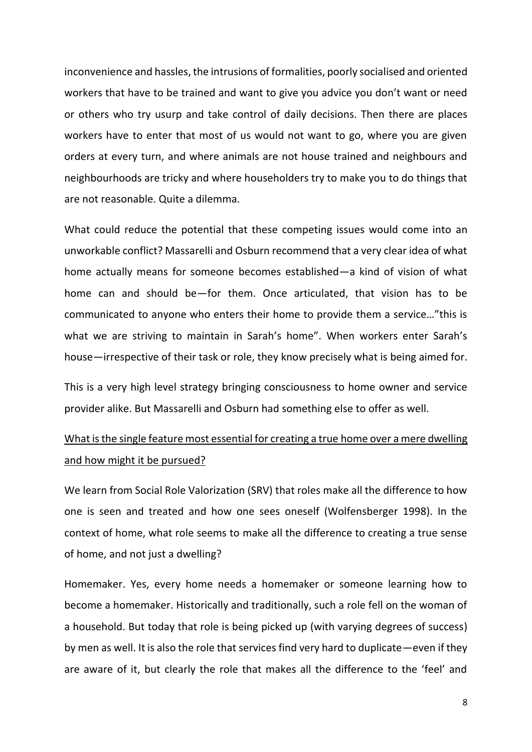inconvenience and hassles, the intrusions of formalities, poorly socialised and oriented workers that have to be trained and want to give you advice you don't want or need or others who try usurp and take control of daily decisions. Then there are places workers have to enter that most of us would not want to go, where you are given orders at every turn, and where animals are not house trained and neighbours and neighbourhoods are tricky and where householders try to make you to do things that are not reasonable. Quite a dilemma.

What could reduce the potential that these competing issues would come into an unworkable conflict? Massarelli and Osburn recommend that a very clear idea of what home actually means for someone becomes established—a kind of vision of what home can and should be—for them. Once articulated, that vision has to be communicated to anyone who enters their home to provide them a service…"this is what we are striving to maintain in Sarah's home". When workers enter Sarah's house—irrespective of their task or role, they know precisely what is being aimed for.

This is a very high level strategy bringing consciousness to home owner and service provider alike. But Massarelli and Osburn had something else to offer as well.

<u>What is the single feature most essential for creating a true home over a mere dwelling and how might it be pursued?</u>

We learn from Social Role Valorization (SRV) that roles make all the difference to how one is seen and treated and how one sees oneself (Wolfensberger 1998). In the context of home, what role seems to make all the difference to creating a true sense of home, and not just a dwelling?

Homemaker. Yes, every home needs a homemaker or someone learning how to become a homemaker. Historically and traditionally, such a role fell on the woman of a household. But today that role is being picked up (with varying degrees of success) by men as well. It is also the role that services find very hard to duplicate—even if they are aware of it, but clearly the role that makes all the difference to the 'feel' and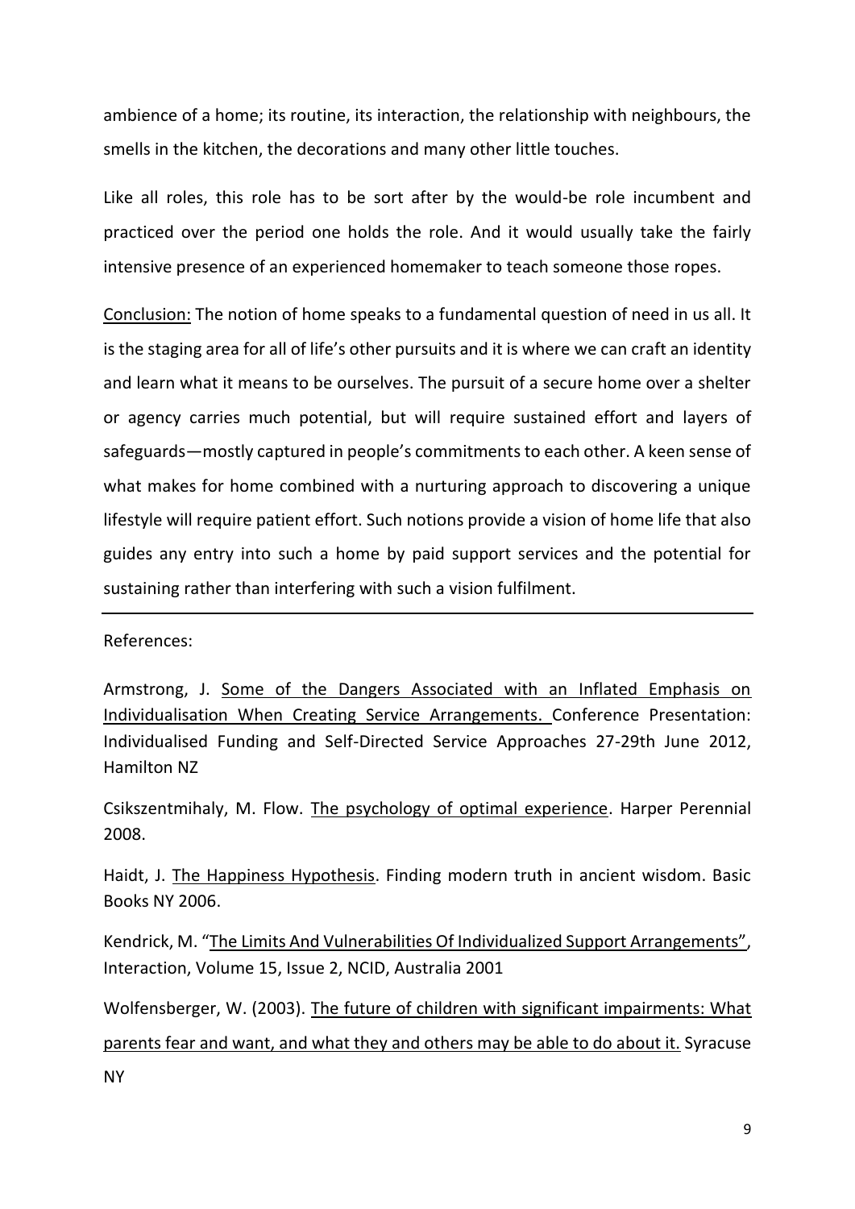ambience of a home; its routine, its interaction, the relationship with neighbours, the smells in the kitchen, the decorations and many other little touches.

Like all roles, this role has to be sort after by the would-be role incumbent and practiced over the period one holds the role. And it would usually take the fairly intensive presence of an experienced homemaker to teach someone those ropes.

<u>Conclusion:</u> The notion of home speaks to a fundamental question of need in us all. It is the staging area for all of life's other pursuits and it is where we can craft an identity and learn what it means to be ourselves. The pursuit of a secure home over a shelter or agency carries much potential, but will require sustained effort and layers of safeguards—mostly captured in people's commitments to each other. A keen sense of what makes for home combined with a nurturing approach to discovering a unique lifestyle will require patient effort. Such notions provide a vision of home life that also guides any entry into such a home by paid support services and the potential for sustaining rather than interfering with such a vision fulfilment.

---

References:

Armstrong, J. <u>Some of the Dangers Associated with an Inflated Emphasis on Individualisation When Creating Service Arrangements.</u> Conference Presentation: Individualised Funding and Self-Directed Service Approaches 27-29th June 2012, Hamilton NZ

Csikszentmihaly, M. Flow. <u>The psychology of optimal experience</u>. Harper Perennial 2008.

Haidt, J. <u>The Happiness Hypothesis</u>. Finding modern truth in ancient wisdom. Basic Books NY 2006.

Kendrick, M. "<u>The Limits And Vulnerabilities Of Individualized Support Arrangements</u>", Interaction, Volume 15, Issue 2, NCID, Australia 2001

Wolfensberger, W. (2003). <u>The future of children with significant impairments: What parents fear and want, and what they and others may be able to do about it.</u> Syracuse NY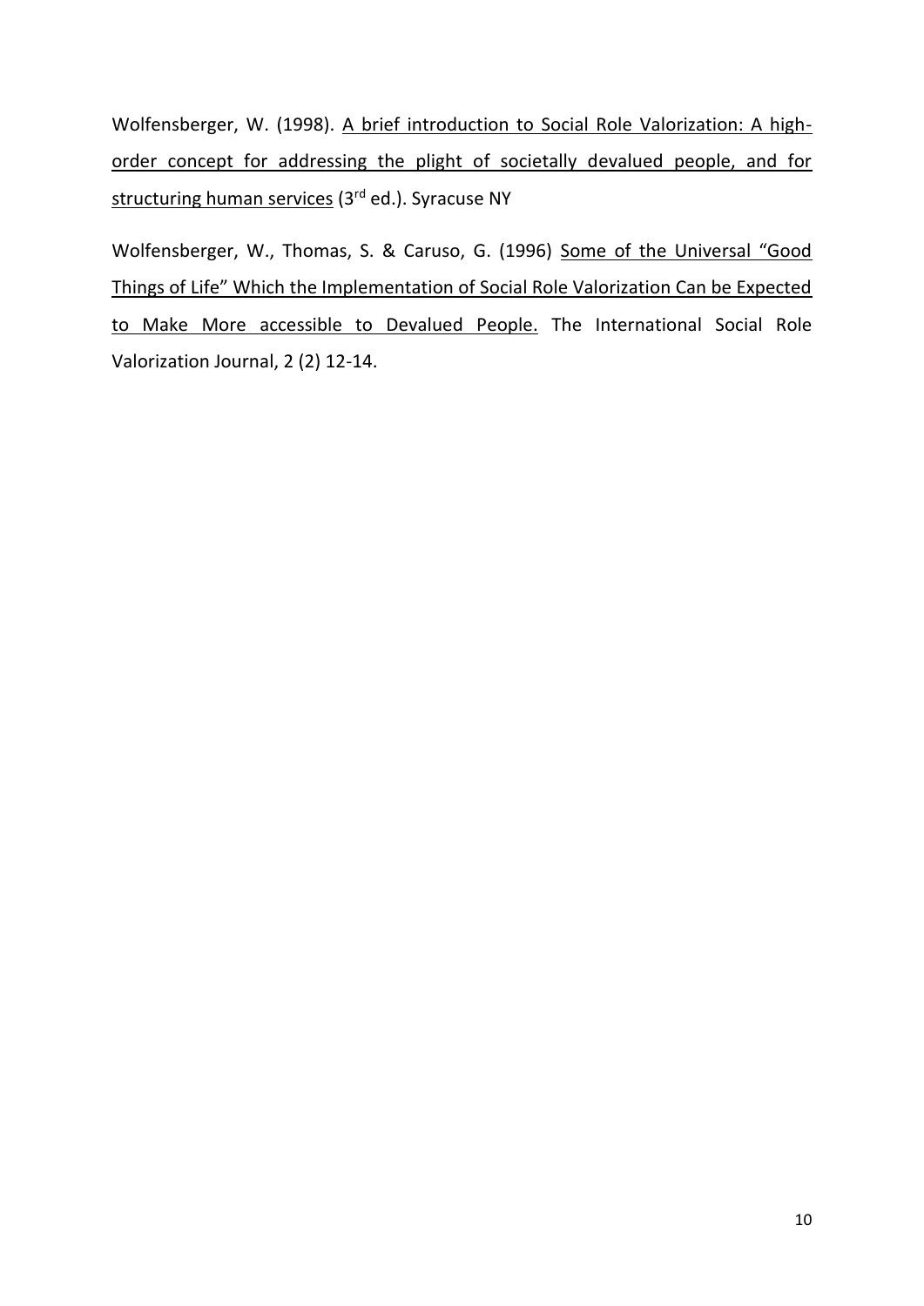Wolfensberger, W. (1998). A brief introduction to Social Role Valorization: A high-order concept for addressing the plight of societally devalued people, and for structuring human services (3rd ed.). Syracuse NY

Wolfensberger, W., Thomas, S. & Caruso, G. (1996) Some of the Universal "Good Things of Life" Which the Implementation of Social Role Valorization Can be Expected to Make More accessible to Devalued People. The International Social Role Valorization Journal, 2 (2) 12-14.